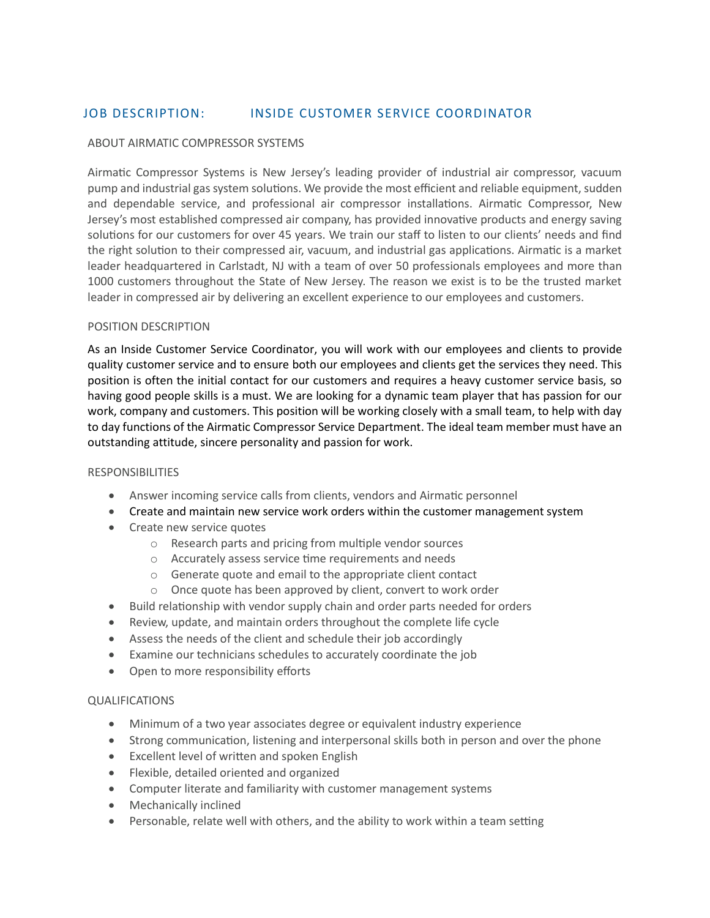# JOB DESCRIPTION: INSIDE CUSTOMER SERVICE COORDINATOR

## ABOUT AIRMATIC COMPRESSOR SYSTEMS

Airmatic Compressor Systems is New Jersey's leading provider of industrial air compressor, vacuum pump and industrial gas system solutions. We provide the most efficient and reliable equipment, sudden and dependable service, and professional air compressor installations. Airmatic Compressor, New Jersey's most established compressed air company, has provided innovative products and energy saving solutions for our customers for over 45 years. We train our staff to listen to our clients' needs and find the right solution to their compressed air, vacuum, and industrial gas applications. Airmatic is a market leader headquartered in Carlstadt, NJ with a team of over 50 professionals employees and more than 1000 customers throughout the State of New Jersey. The reason we exist is to be the trusted market leader in compressed air by delivering an excellent experience to our employees and customers.

## POSITION DESCRIPTION

As an Inside Customer Service Coordinator, you will work with our employees and clients to provide quality customer service and to ensure both our employees and clients get the services they need. This position is often the initial contact for our customers and requires a heavy customer service basis, so having good people skills is a must. We are looking for a dynamic team player that has passion for our work, company and customers. This position will be working closely with a small team, to help with day to day functions of the Airmatic Compressor Service Department. The ideal team member must have an outstanding attitude, sincere personality and passion for work.

## RESPONSIBILITIES

- Answer incoming service calls from clients, vendors and Airmatic personnel
- Create and maintain new service work orders within the customer management system
- Create new service quotes
  - Research parts and pricing from multiple vendor sources
  - Accurately assess service time requirements and needs
  - Generate quote and email to the appropriate client contact
  - Once quote has been approved by client, convert to work order
- Build relationship with vendor supply chain and order parts needed for orders
- Review, update, and maintain orders throughout the complete life cycle
- Assess the needs of the client and schedule their job accordingly
- Examine our technicians schedules to accurately coordinate the job
- Open to more responsibility efforts

## QUALIFICATIONS

- Minimum of a two year associates degree or equivalent industry experience
- Strong communication, listening and interpersonal skills both in person and over the phone
- Excellent level of written and spoken English
- Flexible, detailed oriented and organized
- Computer literate and familiarity with customer management systems
- Mechanically inclined
- Personable, relate well with others, and the ability to work within a team setting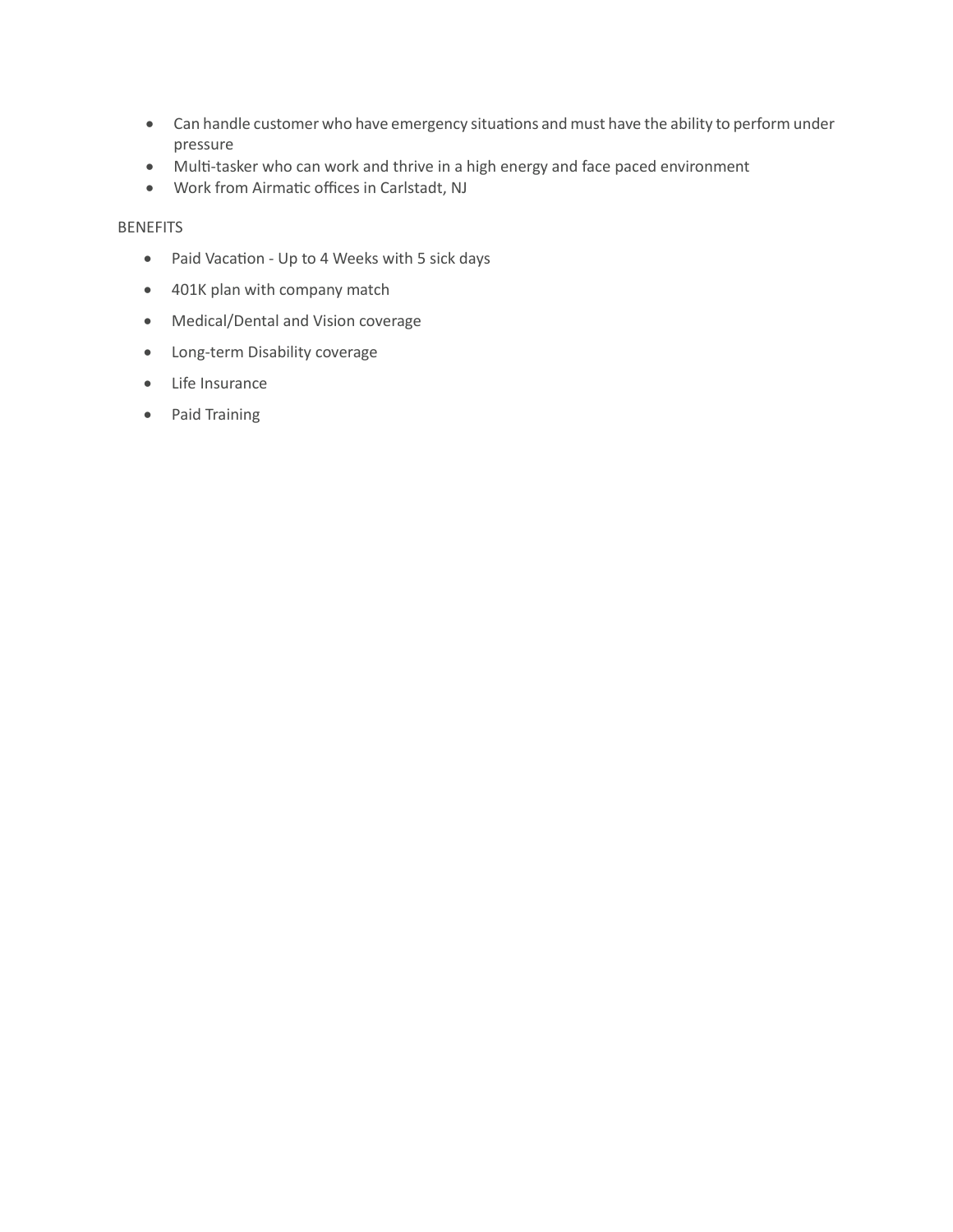- Can handle customer who have emergency situations and must have the ability to perform under pressure
- Multi-tasker who can work and thrive in a high energy and face paced environment
- Work from Airmatic offices in Carlstadt, NJ

BENEFITS

- Paid Vacation - Up to 4 Weeks with 5 sick days
- 401K plan with company match
- Medical/Dental and Vision coverage
- Long-term Disability coverage
- Life Insurance
- Paid Training